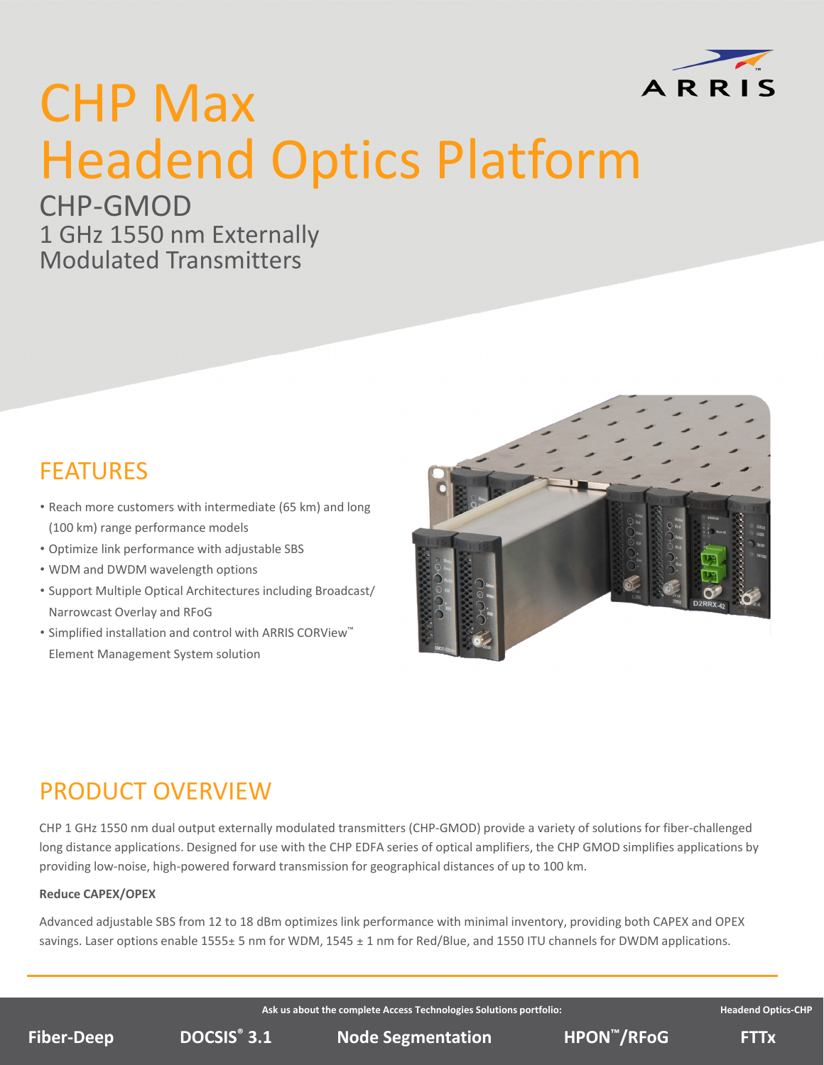# CHP Max Headend Optics Platform

## CHP-GMOD

### 1 GHz 1550 nm Externally Modulated Transmitters

## FEATURES

- Reach more customers with intermediate (65 km) and long (100 km) range performance models
- Optimize link performance with adjustable SBS
- WDM and DWDM wavelength options
- Support Multiple Optical Architectures including Broadcast/Narrowcast Overlay and RFoG
- Simplified installation and control with ARRIS CORView™ Element Management System solution

## PRODUCT OVERVIEW

CHP 1 GHz 1550 nm dual output externally modulated transmitters (CHP-GMOD) provide a variety of solutions for fiber-challenged long distance applications. Designed for use with the CHP EDFA series of optical amplifiers, the CHP GMOD simplifies applications by providing low-noise, high-powered forward transmission for geographical distances of up to 100 km.

**Reduce CAPEX/OPEX**

Advanced adjustable SBS from 12 to 18 dBm optimizes link performance with minimal inventory, providing both CAPEX and OPEX savings. Laser options enable 1555± 5 nm for WDM, 1545 ± 1 nm for Red/Blue, and 1550 ITU channels for DWDM applications.

**Ask us about the complete Access Technologies Solutions portfolio:**

Fiber-Deep | DOCSIS® 3.1 | Node Segmentation | HPON™/RFoG | FTTx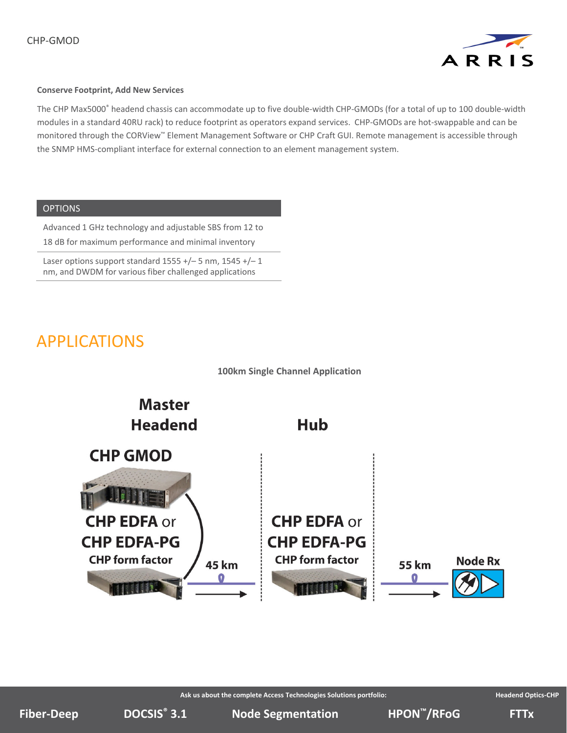### Conserve Footprint, Add New Services

The CHP Max5000® headend chassis can accommodate up to five double-width CHP-GMODs (for a total of up to 100 double-width modules in a standard 40RU rack) to reduce footprint as operators expand services. CHP-GMODs are hot-swappable and can be monitored through the CORView™ Element Management Software or CHP Craft GUI. Remote management is accessible through the SNMP HMS-compliant interface for external connection to an element management system.

| OPTIONS |
|---|
| Advanced 1 GHz technology and adjustable SBS from 12 to 18 dB for maximum performance and minimal inventory |
| Laser options support standard 1555 +/– 5 nm, 1545 +/– 1 nm, and DWDM for various fiber challenged applications |

## APPLICATIONS

**100km Single Channel Application**

Master Headend: CHP GMOD; CHP EDFA or CHP EDFA-PG, CHP form factor → 45 km → Hub: CHP EDFA or CHP EDFA-PG, CHP form factor → 55 km → Node Rx

Ask us about the complete Access Technologies Solutions portfolio:

Fiber-Deep | DOCSIS® 3.1 | Node Segmentation | HPON™/RFoG | FTTx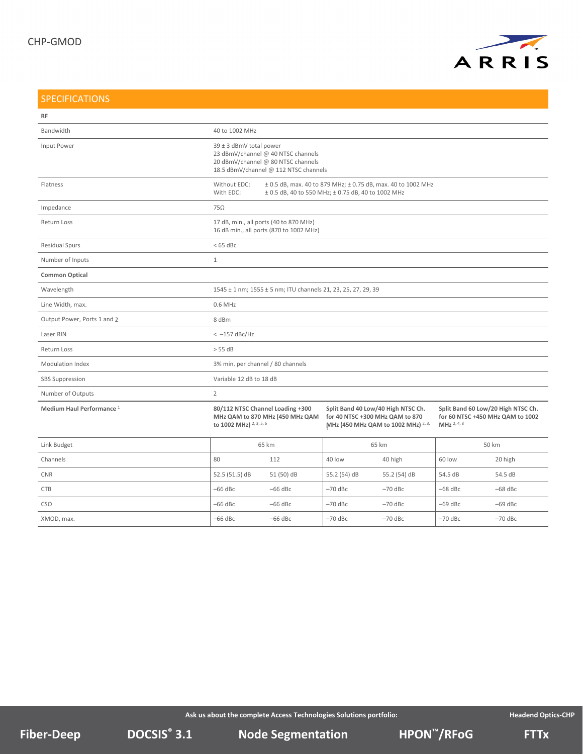## SPECIFICATIONS

| RF | | | | | | | |
|---|---|---|---|---|---|---|---|
| Bandwidth | 40 to 1002 MHz | | | | | | |
| Input Power | 39 ± 3 dBmV total power<br>23 dBmV/channel @ 40 NTSC channels<br>20 dBmV/channel @ 80 NTSC channels<br>18.5 dBmV/channel @ 112 NTSC channels | | | | | | |
| Flatness | Without EDC: ± 0.5 dB, max. 40 to 879 MHz; ± 0.75 dB, max. 40 to 1002 MHz<br>With EDC: ± 0.5 dB, 40 to 550 MHz; ± 0.75 dB, 40 to 1002 MHz | | | | | | |
| Impedance | 75Ω | | | | | | |
| Return Loss | 17 dB, min., all ports (40 to 870 MHz)<br>16 dB min., all ports (870 to 1002 MHz) | | | | | | |
| Residual Spurs | < 65 dBc | | | | | | |
| Number of Inputs | 1 | | | | | | |
| **Common Optical** | | | | | | | |
| Wavelength | 1545 ± 1 nm; 1555 ± 5 nm; ITU channels 21, 23, 25, 27, 29, 39 | | | | | | |
| Line Width, max. | 0.6 MHz | | | | | | |
| Output Power, Ports 1 and 2 | 8 dBm | | | | | | |
| Laser RIN | < −157 dBc/Hz | | | | | | |
| Return Loss | > 55 dB | | | | | | |
| Modulation Index | 3% min. per channel / 80 channels | | | | | | |
| SBS Suppression | Variable 12 dB to 18 dB | | | | | | |
| Number of Outputs | 2 | | | | | | |
| **Medium Haul Performance** [1] | **80/112 NTSC Channel Loading +300 MHz QAM to 870 MHz (450 MHz QAM to 1002 MHz)** [2, 3, 5, 6] | | **Split Band 40 Low/40 High NTSC Ch. for 40 NTSC +300 MHz QAM to 870 MHz (450 MHz QAM to 1002 MHz)** [2, 3, 7] | | **Split Band 60 Low/20 High NTSC Ch. for 60 NTSC +450 MHz QAM to 1002 MHz** [2, 4, 8] | |
| Link Budget | 65 km | | 65 km | | 50 km | |
| Channels | 80 | 112 | 40 low | 40 high | 60 low | 20 high |
| CNR | 52.5 (51.5) dB | 51 (50) dB | 55.2 (54) dB | 55.2 (54) dB | 54.5 dB | 54.5 dB |
| CTB | −66 dBc | −66 dBc | −70 dBc | −70 dBc | −68 dBc | −68 dBc |
| CSO | −66 dBc | −66 dBc | −70 dBc | −70 dBc | −69 dBc | −69 dBc |
| XMOD, max. | −66 dBc | −66 dBc | −70 dBc | −70 dBc | −70 dBc | −70 dBc |

**Ask us about the complete Access Technologies Solutions portfolio:**

**Fiber-Deep** | **DOCSIS® 3.1** | **Node Segmentation** | **HPON™/RFoG** | **FTTx**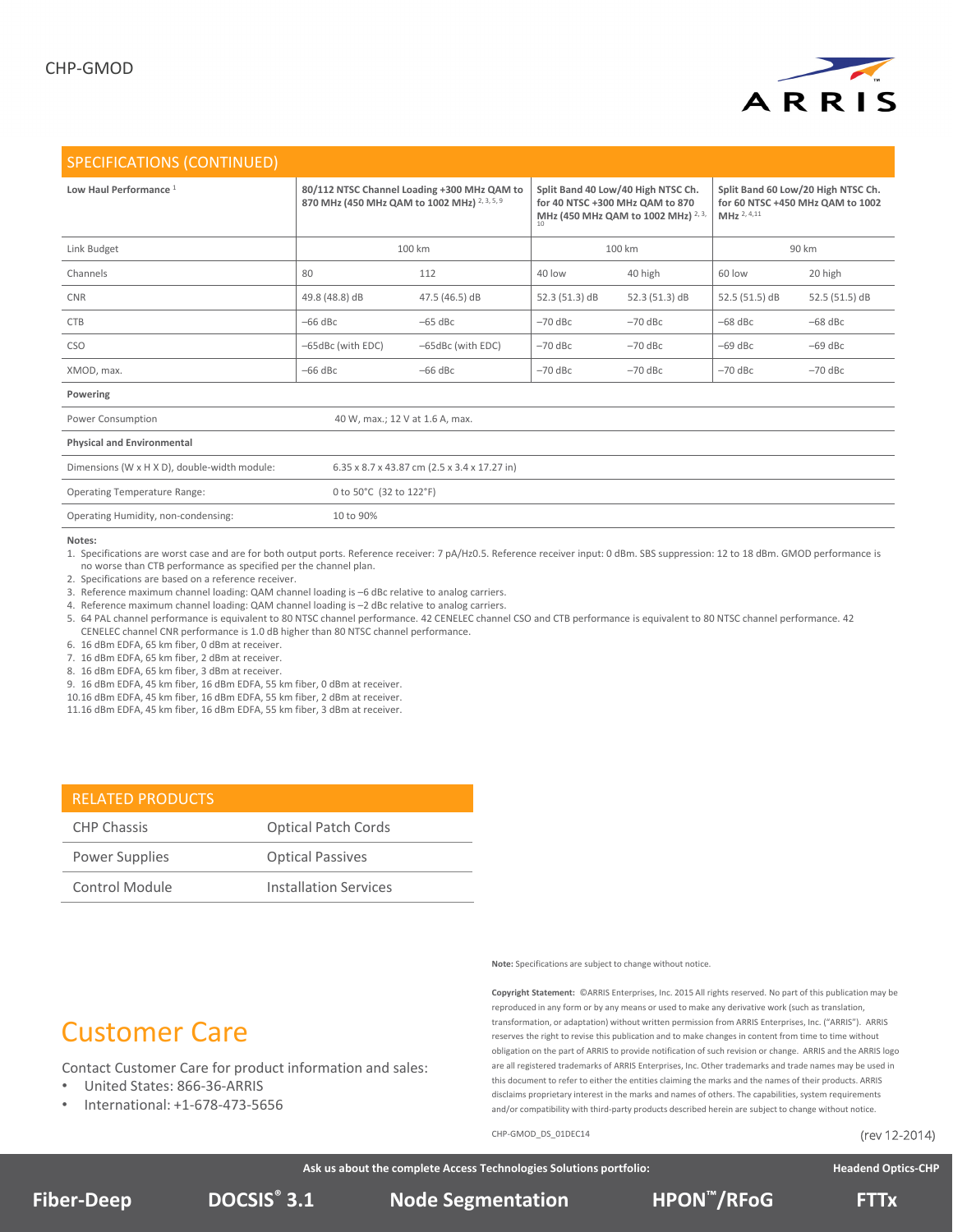## SPECIFICATIONS (CONTINUED)

| Low Haul Performance [1] | 80/112 NTSC Channel Loading +300 MHz QAM to 870 MHz (450 MHz QAM to 1002 MHz) [2, 3, 5, 9] | | Split Band 40 Low/40 High NTSC Ch. for 40 NTSC +300 MHz QAM to 870 MHz (450 MHz QAM to 1002 MHz) [2, 3, 10] | | Split Band 60 Low/20 High NTSC Ch. for 60 NTSC +450 MHz QAM to 1002 MHz [2, 4, 11] | |
|---|---|---|---|---|---|---|
| Link Budget | 100 km | | 100 km | | 90 km | |
| Channels | 80 | 112 | 40 low | 40 high | 60 low | 20 high |
| CNR | 49.8 (48.8) dB | 47.5 (46.5) dB | 52.3 (51.3) dB | 52.3 (51.3) dB | 52.5 (51.5) dB | 52.5 (51.5) dB |
| CTB | −66 dBc | −65 dBc | −70 dBc | −70 dBc | −68 dBc | −68 dBc |
| CSO | −65dBc (with EDC) | −65dBc (with EDC) | −70 dBc | −70 dBc | −69 dBc | −69 dBc |
| XMOD, max. | −66 dBc | −66 dBc | −70 dBc | −70 dBc | −70 dBc | −70 dBc |
| **Powering** | | | | | | |
| Power Consumption | 40 W, max.; 12 V at 1.6 A, max. | | | | | |
| **Physical and Environmental** | | | | | | |
| Dimensions (W x H X D), double-width module: | 6.35 x 8.7 x 43.87 cm (2.5 x 3.4 x 17.27 in) | | | | | |
| Operating Temperature Range: | 0 to 50°C (32 to 122°F) | | | | | |
| Operating Humidity, non-condensing: | 10 to 90% | | | | | |

**Notes:**

1. Specifications are worst case and are for both output ports. Reference receiver: 7 pA/Hz0.5. Reference receiver input: 0 dBm. SBS suppression: 12 to 18 dBm. GMOD performance is no worse than CTB performance as specified per the channel plan.
2. Specifications are based on a reference receiver.
3. Reference maximum channel loading: QAM channel loading is −6 dBc relative to analog carriers.
4. Reference maximum channel loading: QAM channel loading is −2 dBc relative to analog carriers.
5. 64 PAL channel performance is equivalent to 80 NTSC channel performance. 42 CENELEC channel CSO and CTB performance is equivalent to 80 NTSC channel performance. 42 CENELEC channel CNR performance is 1.0 dB higher than 80 NTSC channel performance.
6. 16 dBm EDFA, 65 km fiber, 0 dBm at receiver.
7. 16 dBm EDFA, 65 km fiber, 2 dBm at receiver.
8. 16 dBm EDFA, 65 km fiber, 3 dBm at receiver.
9. 16 dBm EDFA, 45 km fiber, 16 dBm EDFA, 55 km fiber, 0 dBm at receiver.
10. 16 dBm EDFA, 45 km fiber, 16 dBm EDFA, 55 km fiber, 2 dBm at receiver.
11. 16 dBm EDFA, 45 km fiber, 16 dBm EDFA, 55 km fiber, 3 dBm at receiver.

## RELATED PRODUCTS

| | |
|---|---|
| CHP Chassis | Optical Patch Cords |
| Power Supplies | Optical Passives |
| Control Module | Installation Services |

## Customer Care

Contact Customer Care for product information and sales:

- United States: 866-36-ARRIS
- International: +1-678-473-5656

**Note:** Specifications are subject to change without notice.

**Copyright Statement:** ©ARRIS Enterprises, Inc. 2015 All rights reserved. No part of this publication may be reproduced in any form or by any means or used to make any derivative work (such as translation, transformation, or adaptation) without written permission from ARRIS Enterprises, Inc. ("ARRIS"). ARRIS reserves the right to revise this publication and to make changes in content from time to time without obligation on the part of ARRIS to provide notification of such revision or change. ARRIS and the ARRIS logo are all registered trademarks of ARRIS Enterprises, Inc. Other trademarks and trade names may be used in this document to refer to either the entities claiming the marks and the names of their products. ARRIS disclaims proprietary interest in the marks and names of others. The capabilities, system requirements and/or compatibility with third-party products described herein are subject to change without notice.

CHP-GMOD_DS_01DEC14

(rev 12-2014)

**Ask us about the complete Access Technologies Solutions portfolio:** **Headend Optics-CHP**

**Fiber-Deep** **DOCSIS® 3.1** **Node Segmentation** **HPON™/RFoG** **FTTx**